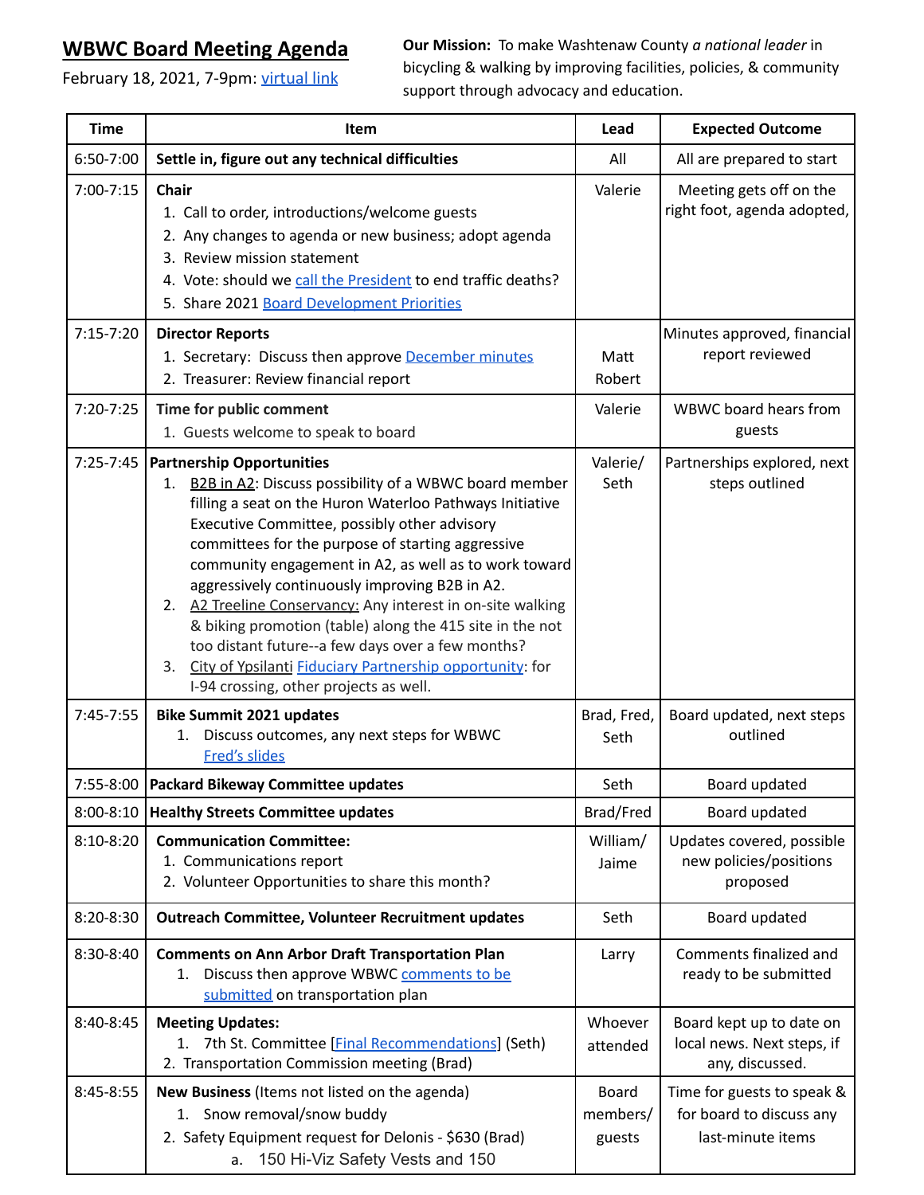# WBWC Board Meeting Agenda

February 18, 2021, 7-9pm: virtual link

**Our Mission:** To make Washtenaw County *a national leader* in bicycling & walking by improving facilities, policies, & community support through advocacy and education.

| Time | Item | Lead | Expected Outcome |
|---|---|---|---|
| 6:50-7:00 | **Settle in, figure out any technical difficulties** | All | All are prepared to start |
| 7:00-7:15 | **Chair**<br>1. Call to order, introductions/welcome guests<br>2. Any changes to agenda or new business; adopt agenda<br>3. Review mission statement<br>4. Vote: should we call the President to end traffic deaths?<br>5. Share 2021 Board Development Priorities | Valerie | Meeting gets off on the right foot, agenda adopted, |
| 7:15-7:20 | **Director Reports**<br>1. Secretary: Discuss then approve December minutes<br>2. Treasurer: Review financial report | Matt<br>Robert | Minutes approved, financial report reviewed |
| 7:20-7:25 | **Time for public comment**<br>1. Guests welcome to speak to board | Valerie | WBWC board hears from guests |
| 7:25-7:45 | **Partnership Opportunities**<br>1. B2B in A2: Discuss possibility of a WBWC board member filling a seat on the Huron Waterloo Pathways Initiative Executive Committee, possibly other advisory committees for the purpose of starting aggressive community engagement in A2, as well as to work toward aggressively continuously improving B2B in A2.<br>2. A2 Treeline Conservancy: Any interest in on-site walking & biking promotion (table) along the 415 site in the not too distant future--a few days over a few months?<br>3. City of Ypsilanti Fiduciary Partnership opportunity: for I-94 crossing, other projects as well. | Valerie/ Seth | Partnerships explored, next steps outlined |
| 7:45-7:55 | **Bike Summit 2021 updates**<br>1. Discuss outcomes, any next steps for WBWC<br>Fred's slides | Brad, Fred, Seth | Board updated, next steps outlined |
| 7:55-8:00 | **Packard Bikeway Committee updates** | Seth | Board updated |
| 8:00-8:10 | **Healthy Streets Committee updates** | Brad/Fred | Board updated |
| 8:10-8:20 | **Communication Committee:**<br>1. Communications report<br>2. Volunteer Opportunities to share this month? | William/ Jaime | Updates covered, possible new policies/positions proposed |
| 8:20-8:30 | **Outreach Committee, Volunteer Recruitment updates** | Seth | Board updated |
| 8:30-8:40 | **Comments on Ann Arbor Draft Transportation Plan**<br>1. Discuss then approve WBWC comments to be submitted on transportation plan | Larry | Comments finalized and ready to be submitted |
| 8:40-8:45 | **Meeting Updates:**<br>1. 7th St. Committee [Final Recommendations] (Seth)<br>2. Transportation Commission meeting (Brad) | Whoever attended | Board kept up to date on local news. Next steps, if any, discussed. |
| 8:45-8:55 | **New Business** (Items not listed on the agenda)<br>1. Snow removal/snow buddy<br>2. Safety Equipment request for Delonis - $630 (Brad)<br>a. 150 Hi-Viz Safety Vests and 150 | Board members/ guests | Time for guests to speak & for board to discuss any last-minute items |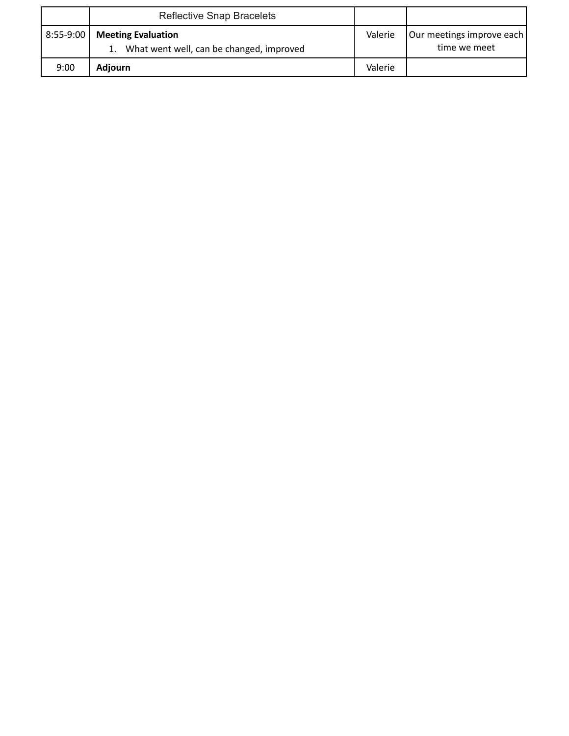| | | | |
|---|---|---|---|
| | Reflective Snap Bracelets | | |
| 8:55-9:00 | **Meeting Evaluation**<br>1. What went well, can be changed, improved | Valerie | Our meetings improve each time we meet |
| 9:00 | **Adjourn** | Valerie | |